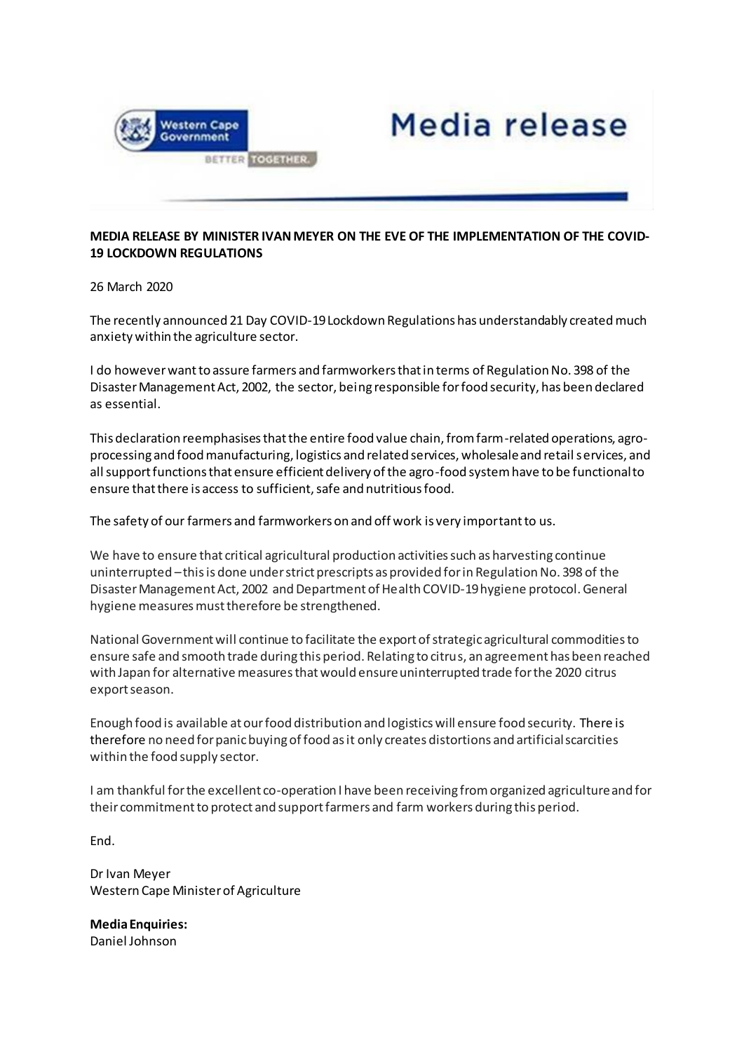Western Cape Government

BETTER TOGETHER.

# Media release

**MEDIA RELEASE BY MINISTER IVAN MEYER ON THE EVE OF THE IMPLEMENTATION OF THE COVID-19 LOCKDOWN REGULATIONS**

26 March 2020

The recently announced 21 Day COVID-19 Lockdown Regulations has understandably created much anxiety within the agriculture sector.

I do however want to assure farmers and farmworkers that in terms of Regulation No. 398 of the Disaster Management Act, 2002, the sector, being responsible for food security, has been declared as essential.

This declaration reemphasises that the entire food value chain, from farm-related operations, agro-processing and food manufacturing, logistics and related services, wholesale and retail services, and all support functions that ensure efficient delivery of the agro-food system have to be functional to ensure that there is access to sufficient, safe and nutritious food.

The safety of our farmers and farmworkers on and off work is very important to us.

We have to ensure that critical agricultural production activities such as harvesting continue uninterrupted – this is done under strict prescripts as provided for in Regulation No. 398 of the Disaster Management Act, 2002 and Department of Health COVID-19 hygiene protocol. General hygiene measures must therefore be strengthened.

National Government will continue to facilitate the export of strategic agricultural commodities to ensure safe and smooth trade during this period. Relating to citrus, an agreement has been reached with Japan for alternative measures that would ensure uninterrupted trade for the 2020 citrus export season.

Enough food is available at our food distribution and logistics will ensure food security. There is therefore no need for panic buying of food as it only creates distortions and artificial scarcities within the food supply sector.

I am thankful for the excellent co-operation I have been receiving from organized agriculture and for their commitment to protect and support farmers and farm workers during this period.

End.

Dr Ivan Meyer
Western Cape Minister of Agriculture

**Media Enquiries:**
Daniel Johnson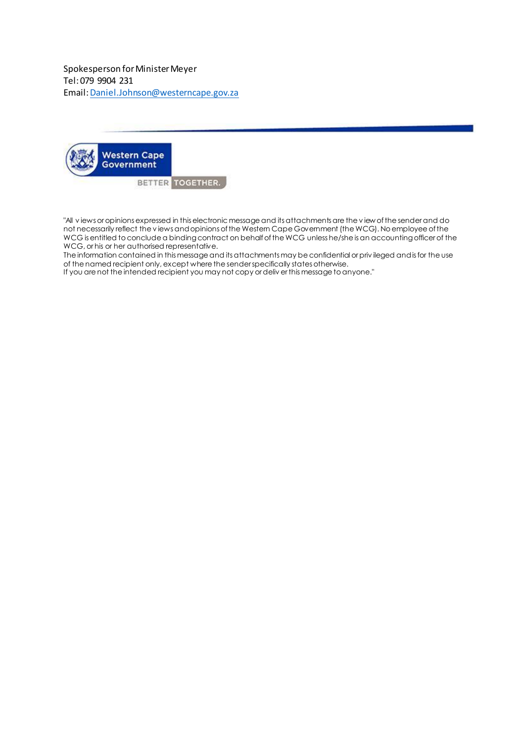Spokesperson for Minister Meyer
Tel: 079 9904 231
Email: Daniel.Johnson@westerncape.gov.za

Western Cape Government

BETTER TOGETHER.

"All views or opinions expressed in this electronic message and its attachments are the view of the sender and do not necessarily reflect the views and opinions of the Western Cape Government (the WCG). No employee of the WCG is entitled to conclude a binding contract on behalf of the WCG unless he/she is an accounting officer of the WCG, or his or her authorised representative.
The information contained in this message and its attachments may be confidential or privileged and is for the use of the named recipient only, except where the sender specifically states otherwise.
If you are not the intended recipient you may not copy or deliver this message to anyone."